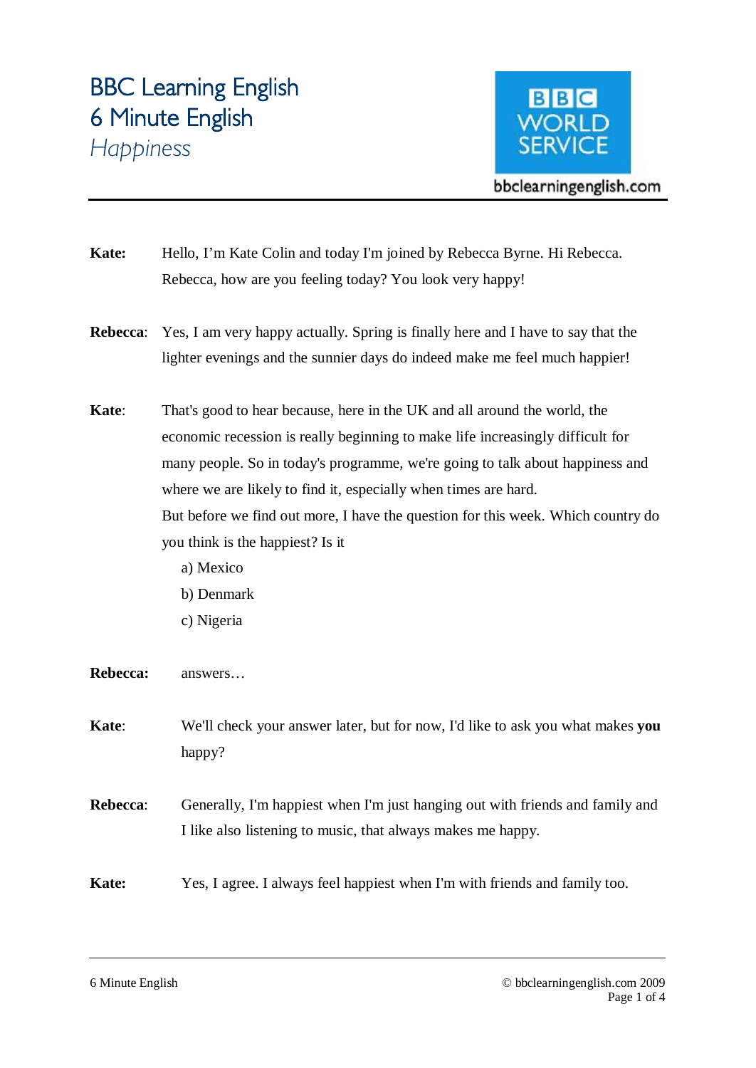# BBC Learning English
## 6 Minute English
### *Happiness*

bbclearningenglish.com

**Kate:** Hello, I'm Kate Colin and today I'm joined by Rebecca Byrne. Hi Rebecca. Rebecca, how are you feeling today? You look very happy!

**Rebecca**: Yes, I am very happy actually. Spring is finally here and I have to say that the lighter evenings and the sunnier days do indeed make me feel much happier!

**Kate**: That's good to hear because, here in the UK and all around the world, the economic recession is really beginning to make life increasingly difficult for many people. So in today's programme, we're going to talk about happiness and where we are likely to find it, especially when times are hard.
But before we find out more, I have the question for this week. Which country do you think is the happiest? Is it

a) Mexico
b) Denmark
c) Nigeria

**Rebecca:** answers…

**Kate**: We'll check your answer later, but for now, I'd like to ask you what makes **you** happy?

**Rebecca**: Generally, I'm happiest when I'm just hanging out with friends and family and I like also listening to music, that always makes me happy.

**Kate:** Yes, I agree. I always feel happiest when I'm with friends and family too.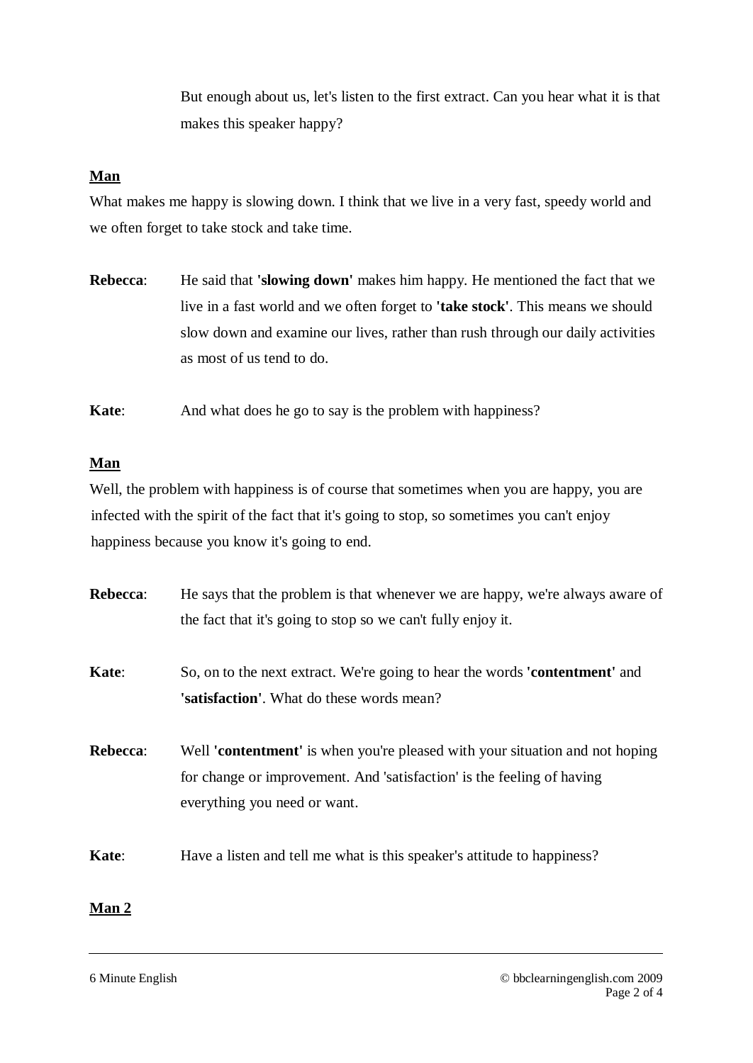But enough about us, let's listen to the first extract. Can you hear what it is that makes this speaker happy?

**Man**

What makes me happy is slowing down. I think that we live in a very fast, speedy world and we often forget to take stock and take time.

**Rebecca**: He said that **'slowing down'** makes him happy. He mentioned the fact that we live in a fast world and we often forget to **'take stock'**. This means we should slow down and examine our lives, rather than rush through our daily activities as most of us tend to do.

**Kate**: And what does he go to say is the problem with happiness?

**Man**

Well, the problem with happiness is of course that sometimes when you are happy, you are infected with the spirit of the fact that it's going to stop, so sometimes you can't enjoy happiness because you know it's going to end.

**Rebecca**: He says that the problem is that whenever we are happy, we're always aware of the fact that it's going to stop so we can't fully enjoy it.

**Kate**: So, on to the next extract. We're going to hear the words **'contentment'** and **'satisfaction'**. What do these words mean?

**Rebecca**: Well **'contentment'** is when you're pleased with your situation and not hoping for change or improvement. And 'satisfaction' is the feeling of having everything you need or want.

**Kate**: Have a listen and tell me what is this speaker's attitude to happiness?

**Man 2**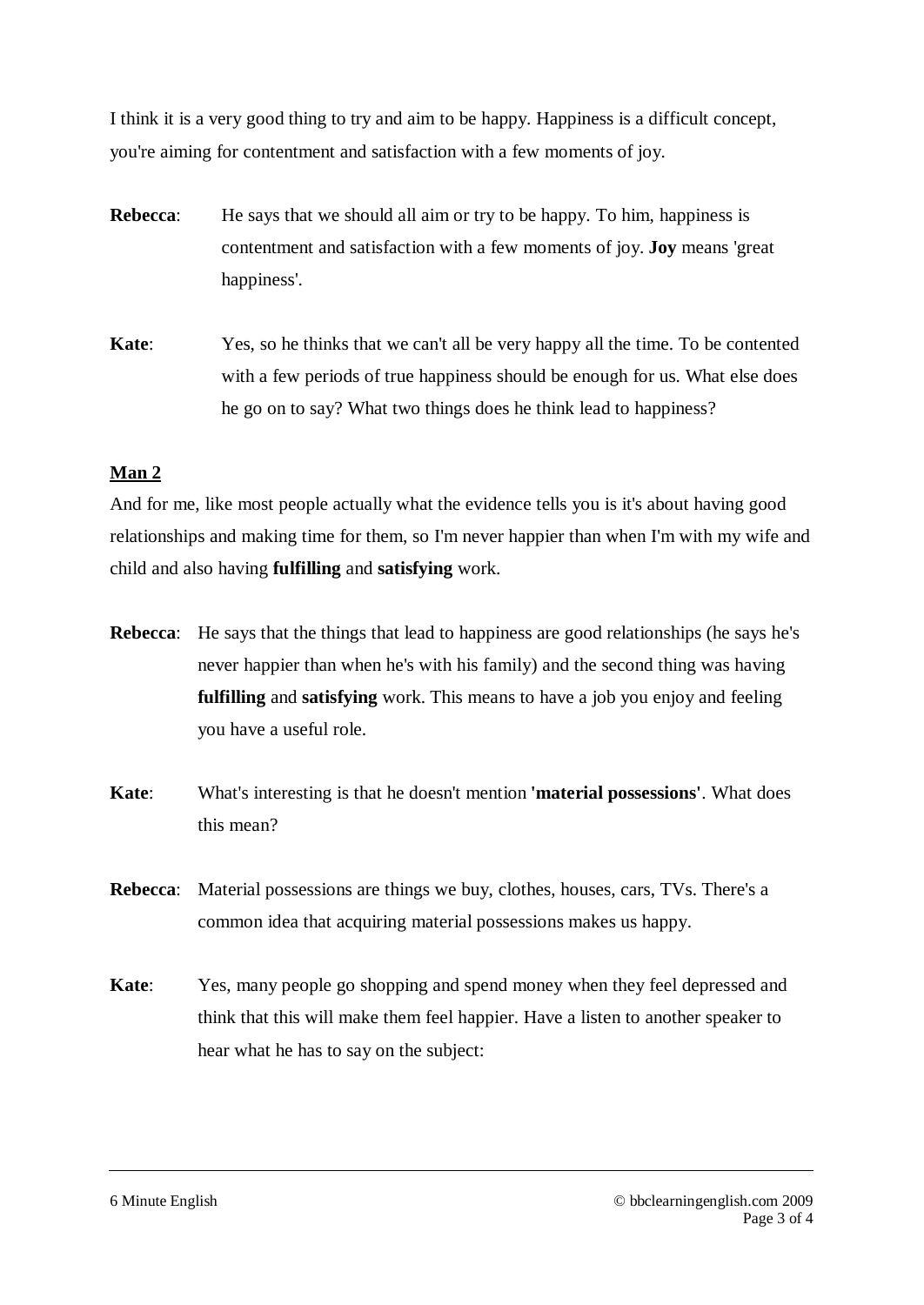I think it is a very good thing to try and aim to be happy. Happiness is a difficult concept, you're aiming for contentment and satisfaction with a few moments of joy.

**Rebecca**: He says that we should all aim or try to be happy. To him, happiness is contentment and satisfaction with a few moments of joy. **Joy** means 'great happiness'.

**Kate**: Yes, so he thinks that we can't all be very happy all the time. To be contented with a few periods of true happiness should be enough for us. What else does he go on to say? What two things does he think lead to happiness?

**<u>Man 2</u>**

And for me, like most people actually what the evidence tells you is it's about having good relationships and making time for them, so I'm never happier than when I'm with my wife and child and also having **fulfilling** and **satisfying** work.

**Rebecca**: He says that the things that lead to happiness are good relationships (he says he's never happier than when he's with his family) and the second thing was having **fulfilling** and **satisfying** work. This means to have a job you enjoy and feeling you have a useful role.

**Kate**: What's interesting is that he doesn't mention **'material possessions'**. What does this mean?

**Rebecca**: Material possessions are things we buy, clothes, houses, cars, TVs. There's a common idea that acquiring material possessions makes us happy.

**Kate**: Yes, many people go shopping and spend money when they feel depressed and think that this will make them feel happier. Have a listen to another speaker to hear what he has to say on the subject: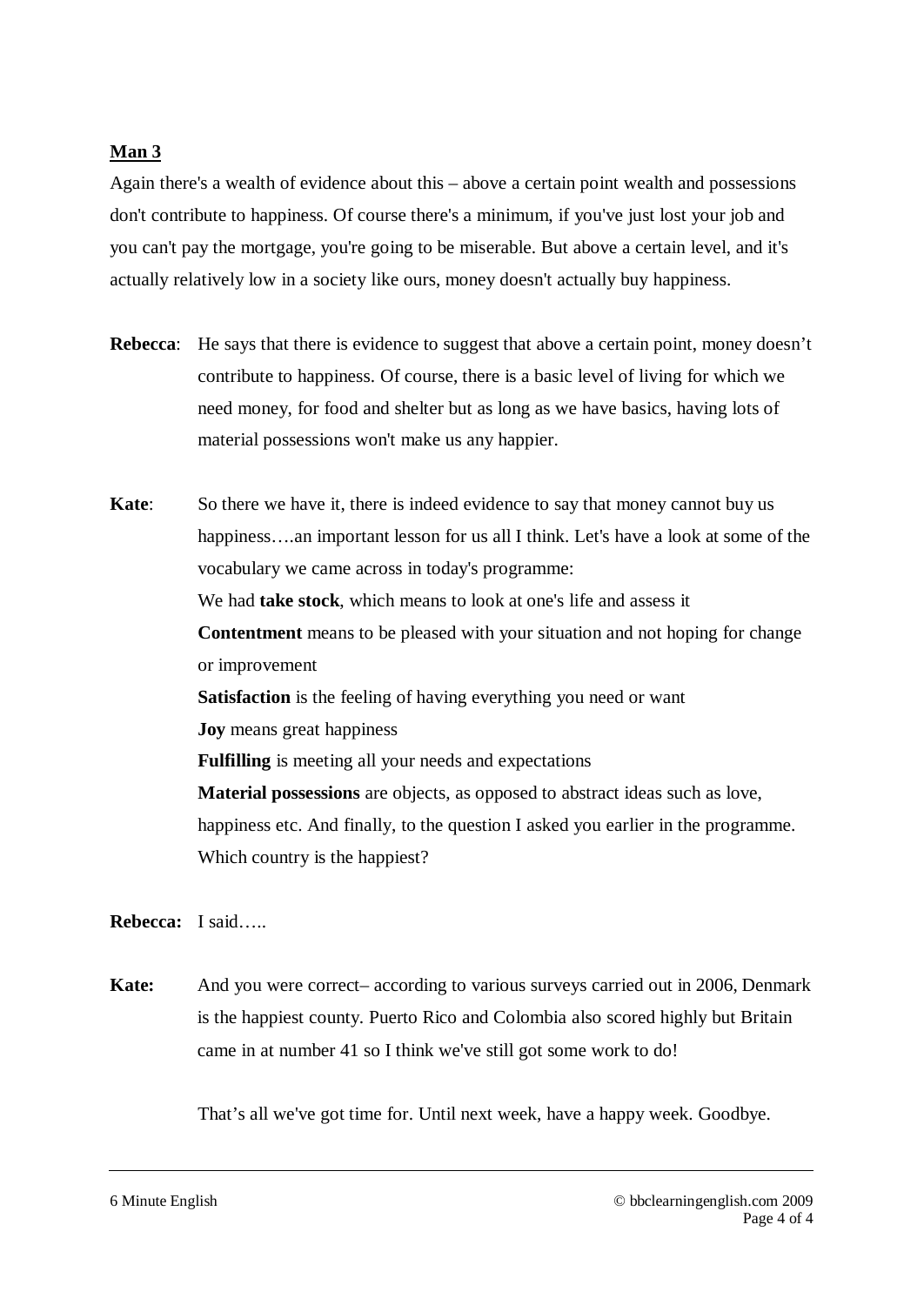**Man 3**

Again there's a wealth of evidence about this – above a certain point wealth and possessions don't contribute to happiness. Of course there's a minimum, if you've just lost your job and you can't pay the mortgage, you're going to be miserable. But above a certain level, and it's actually relatively low in a society like ours, money doesn't actually buy happiness.

**Rebecca**: He says that there is evidence to suggest that above a certain point, money doesn't contribute to happiness. Of course, there is a basic level of living for which we need money, for food and shelter but as long as we have basics, having lots of material possessions won't make us any happier.

**Kate**: So there we have it, there is indeed evidence to say that money cannot buy us happiness….an important lesson for us all I think. Let's have a look at some of the vocabulary we came across in today's programme:

We had **take stock**, which means to look at one's life and assess it

**Contentment** means to be pleased with your situation and not hoping for change or improvement

**Satisfaction** is the feeling of having everything you need or want

**Joy** means great happiness

**Fulfilling** is meeting all your needs and expectations

**Material possessions** are objects, as opposed to abstract ideas such as love, happiness etc. And finally, to the question I asked you earlier in the programme. Which country is the happiest?

**Rebecca:** I said…..

**Kate:** And you were correct– according to various surveys carried out in 2006, Denmark is the happiest county. Puerto Rico and Colombia also scored highly but Britain came in at number 41 so I think we've still got some work to do!

That's all we've got time for. Until next week, have a happy week. Goodbye.